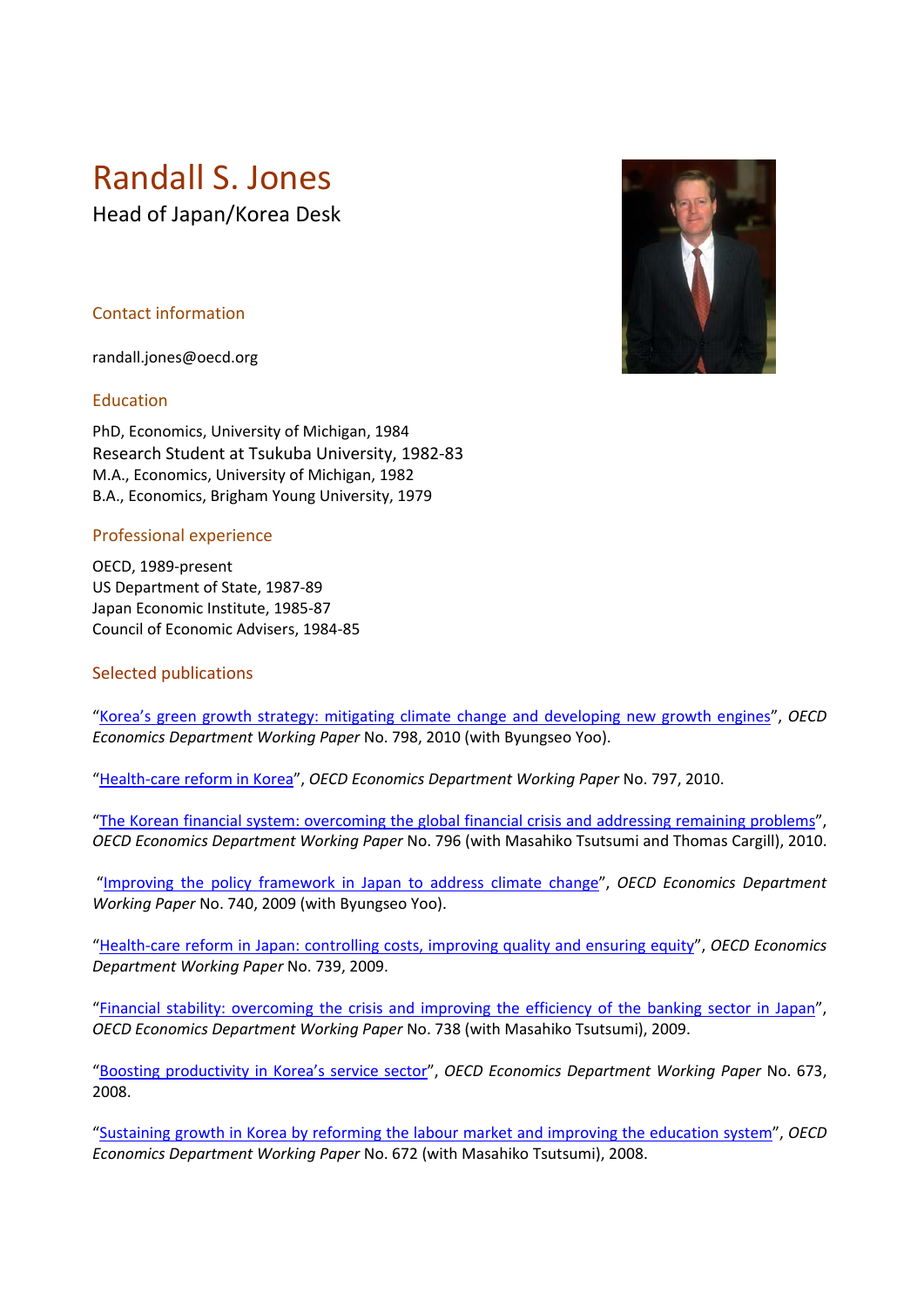# Randall S. Jones

Head of Japan/Korea Desk

## Contact information

randall.jones@oecd.org

## Education

PhD, Economics, University of Michigan, 1984
Research Student at Tsukuba University, 1982-83
M.A., Economics, University of Michigan, 1982
B.A., Economics, Brigham Young University, 1979

## Professional experience

OECD, 1989-present
US Department of State, 1987-89
Japan Economic Institute, 1985-87
Council of Economic Advisers, 1984-85

## Selected publications

"Korea's green growth strategy: mitigating climate change and developing new growth engines", *OECD Economics Department Working Paper* No. 798, 2010 (with Byungseo Yoo).

"Health-care reform in Korea", *OECD Economics Department Working Paper* No. 797, 2010.

"The Korean financial system: overcoming the global financial crisis and addressing remaining problems", *OECD Economics Department Working Paper* No. 796 (with Masahiko Tsutsumi and Thomas Cargill), 2010.

"Improving the policy framework in Japan to address climate change", *OECD Economics Department Working Paper* No. 740, 2009 (with Byungseo Yoo).

"Health-care reform in Japan: controlling costs, improving quality and ensuring equity", *OECD Economics Department Working Paper* No. 739, 2009.

"Financial stability: overcoming the crisis and improving the efficiency of the banking sector in Japan", *OECD Economics Department Working Paper* No. 738 (with Masahiko Tsutsumi), 2009.

"Boosting productivity in Korea's service sector", *OECD Economics Department Working Paper* No. 673, 2008.

"Sustaining growth in Korea by reforming the labour market and improving the education system", *OECD Economics Department Working Paper* No. 672 (with Masahiko Tsutsumi), 2008.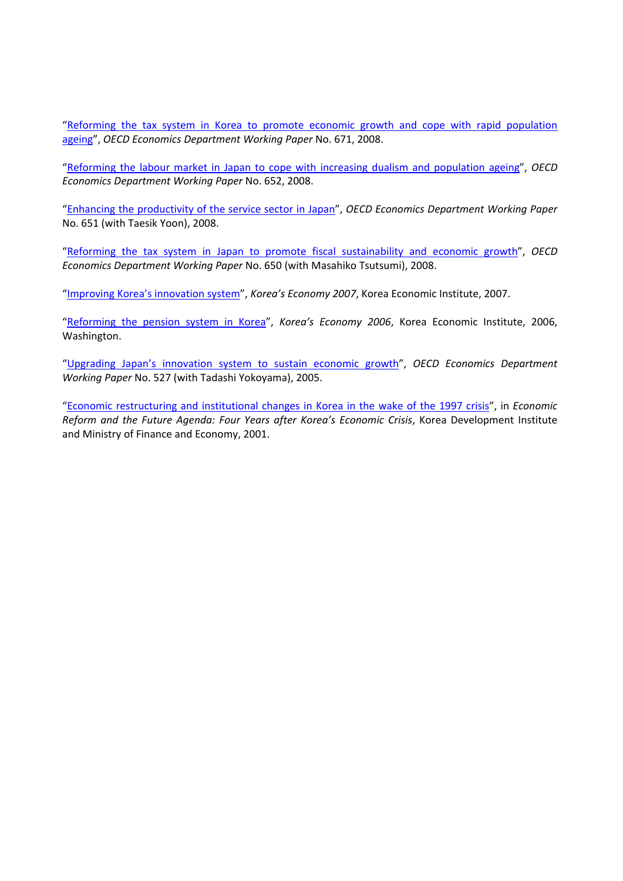"Reforming the tax system in Korea to promote economic growth and cope with rapid population ageing", *OECD Economics Department Working Paper* No. 671, 2008.

"Reforming the labour market in Japan to cope with increasing dualism and population ageing", *OECD Economics Department Working Paper* No. 652, 2008.

"Enhancing the productivity of the service sector in Japan", *OECD Economics Department Working Paper* No. 651 (with Taesik Yoon), 2008.

"Reforming the tax system in Japan to promote fiscal sustainability and economic growth", *OECD Economics Department Working Paper* No. 650 (with Masahiko Tsutsumi), 2008.

"Improving Korea's innovation system", *Korea's Economy 2007*, Korea Economic Institute, 2007.

"Reforming the pension system in Korea", *Korea's Economy 2006*, Korea Economic Institute, 2006, Washington.

"Upgrading Japan's innovation system to sustain economic growth", *OECD Economics Department Working Paper* No. 527 (with Tadashi Yokoyama), 2005.

"Economic restructuring and institutional changes in Korea in the wake of the 1997 crisis", in *Economic Reform and the Future Agenda: Four Years after Korea's Economic Crisis*, Korea Development Institute and Ministry of Finance and Economy, 2001.